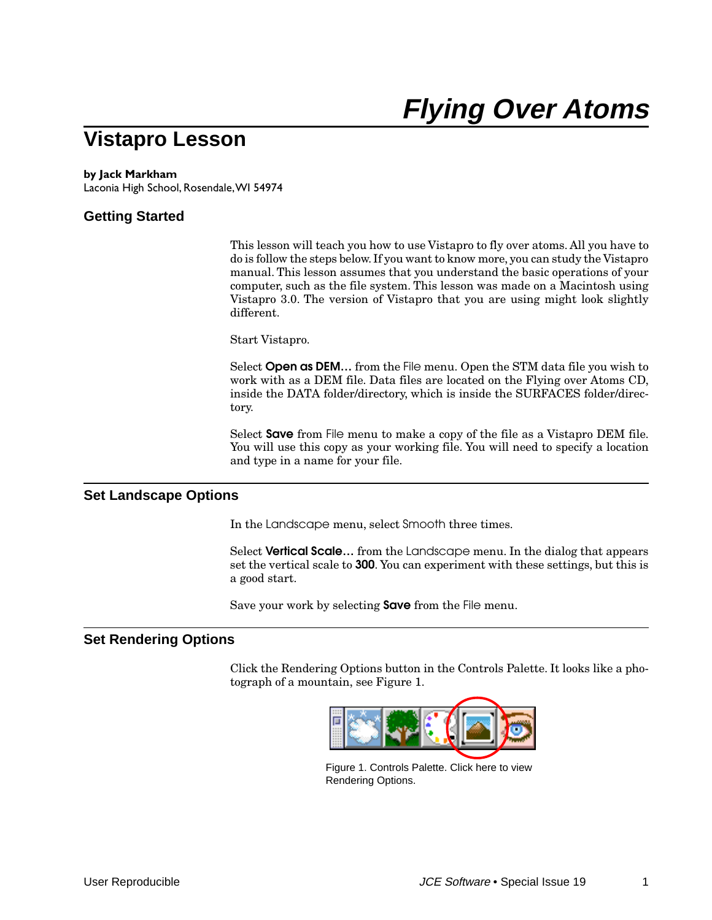# Flying Over Atoms

## Vistapro Lesson

**by Jack Markham**
Laconia High School, Rosendale, WI 54974

### Getting Started

This lesson will teach you how to use Vistapro to fly over atoms. All you have to do is follow the steps below. If you want to know more, you can study the Vistapro manual. This lesson assumes that you understand the basic operations of your computer, such as the file system. This lesson was made on a Macintosh using Vistapro 3.0. The version of Vistapro that you are using might look slightly different.

Start Vistapro.

Select **Open as DEM…** from the File menu. Open the STM data file you wish to work with as a DEM file. Data files are located on the Flying over Atoms CD, inside the DATA folder/directory, which is inside the SURFACES folder/directory.

Select **Save** from File menu to make a copy of the file as a Vistapro DEM file. You will use this copy as your working file. You will need to specify a location and type in a name for your file.

### Set Landscape Options

In the Landscape menu, select Smooth three times.

Select **Vertical Scale…** from the Landscape menu. In the dialog that appears set the vertical scale to **300**. You can experiment with these settings, but this is a good start.

Save your work by selecting **Save** from the File menu.

### Set Rendering Options

Click the Rendering Options button in the Controls Palette. It looks like a photograph of a mountain, see Figure 1.

Figure 1. Controls Palette. Click here to view Rendering Options.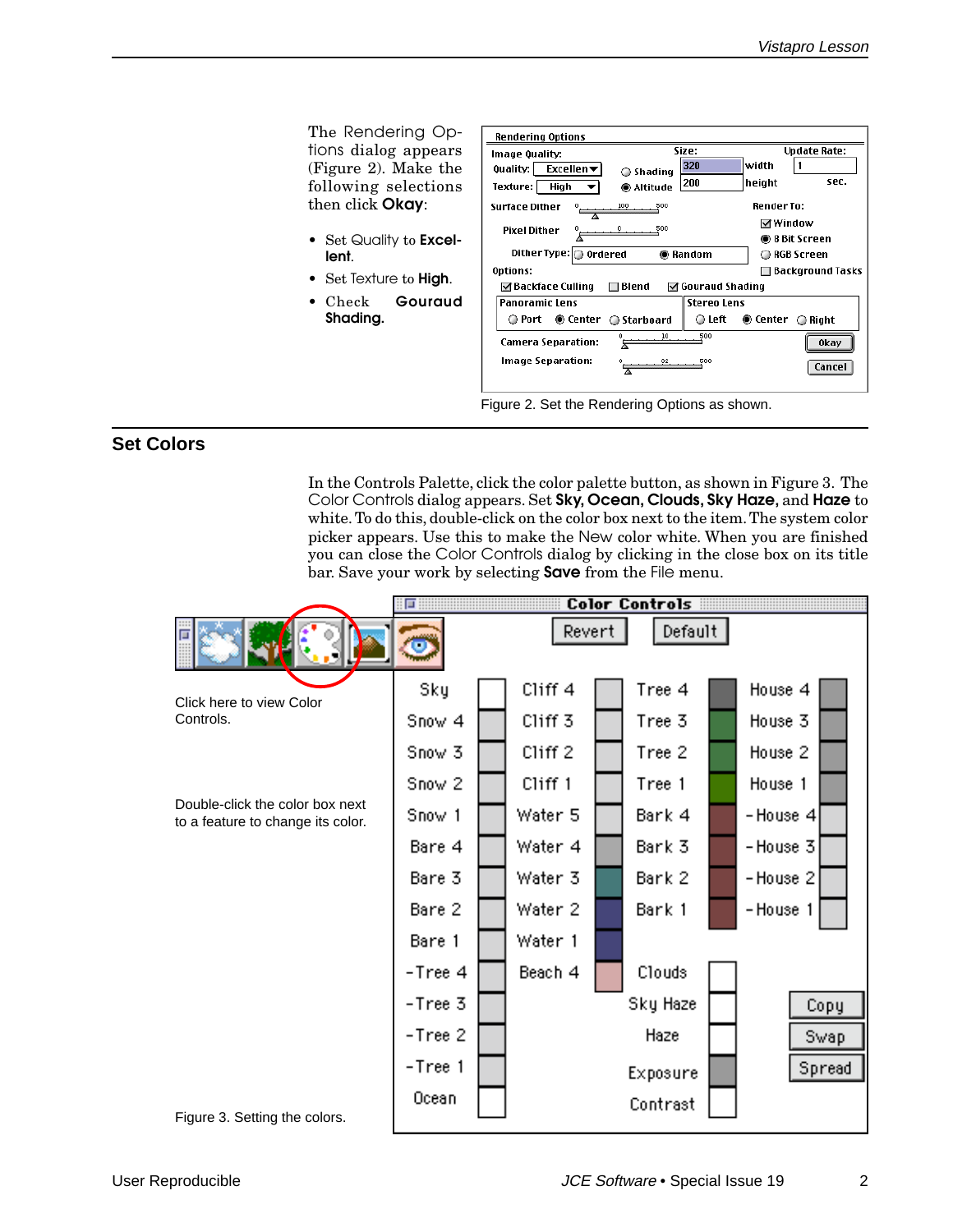The Rendering Options dialog appears (Figure 2). Make the following selections then click **Okay**:

- Set Quality to **Excellent**.
- Set Texture to **High**.
- Check **Gouraud Shading.**

Figure 2. Set the Rendering Options as shown.

## Set Colors

In the Controls Palette, click the color palette button, as shown in Figure 3. The Color Controls dialog appears. Set **Sky, Ocean, Clouds, Sky Haze,** and **Haze** to white. To do this, double-click on the color box next to the item. The system color picker appears. Use this to make the New color white. When you are finished you can close the Color Controls dialog by clicking in the close box on its title bar. Save your work by selecting **Save** from the File menu.

Click here to view Color Controls.

Double-click the color box next to a feature to change its color.

Figure 3. Setting the colors.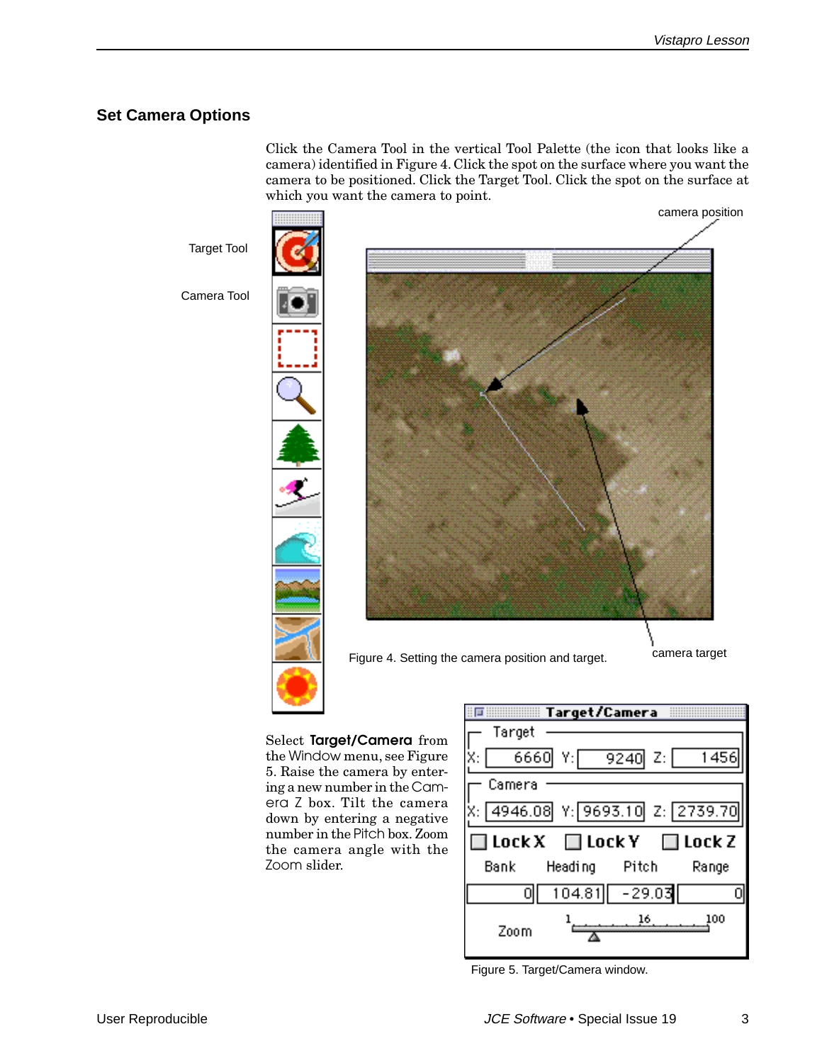## Set Camera Options

Click the Camera Tool in the vertical Tool Palette (the icon that looks like a camera) identified in Figure 4. Click the spot on the surface where you want the camera to be positioned. Click the Target Tool. Click the spot on the surface at which you want the camera to point.

Figure 4. Setting the camera position and target.

Select **Target/Camera** from the Window menu, see Figure 5. Raise the camera by entering a new number in the Camera Z box. Tilt the camera down by entering a negative number in the Pitch box. Zoom the camera angle with the Zoom slider.

Figure 5. Target/Camera window.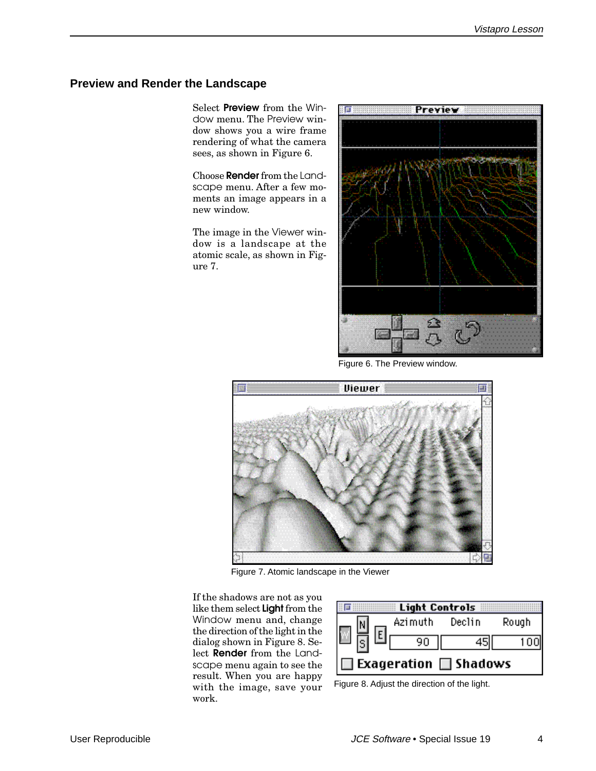## Preview and Render the Landscape

Select **Preview** from the Window menu. The Preview window shows you a wire frame rendering of what the camera sees, as shown in Figure 6.

Choose **Render** from the Landscape menu. After a few moments an image appears in a new window.

The image in the Viewer window is a landscape at the atomic scale, as shown in Figure 7.

Figure 6. The Preview window.

Figure 7. Atomic landscape in the Viewer

If the shadows are not as you like them select **Light** from the Window menu and, change the direction of the light in the dialog shown in Figure 8. Select **Render** from the Landscape menu again to see the result. When you are happy with the image, save your work.

Figure 8. Adjust the direction of the light.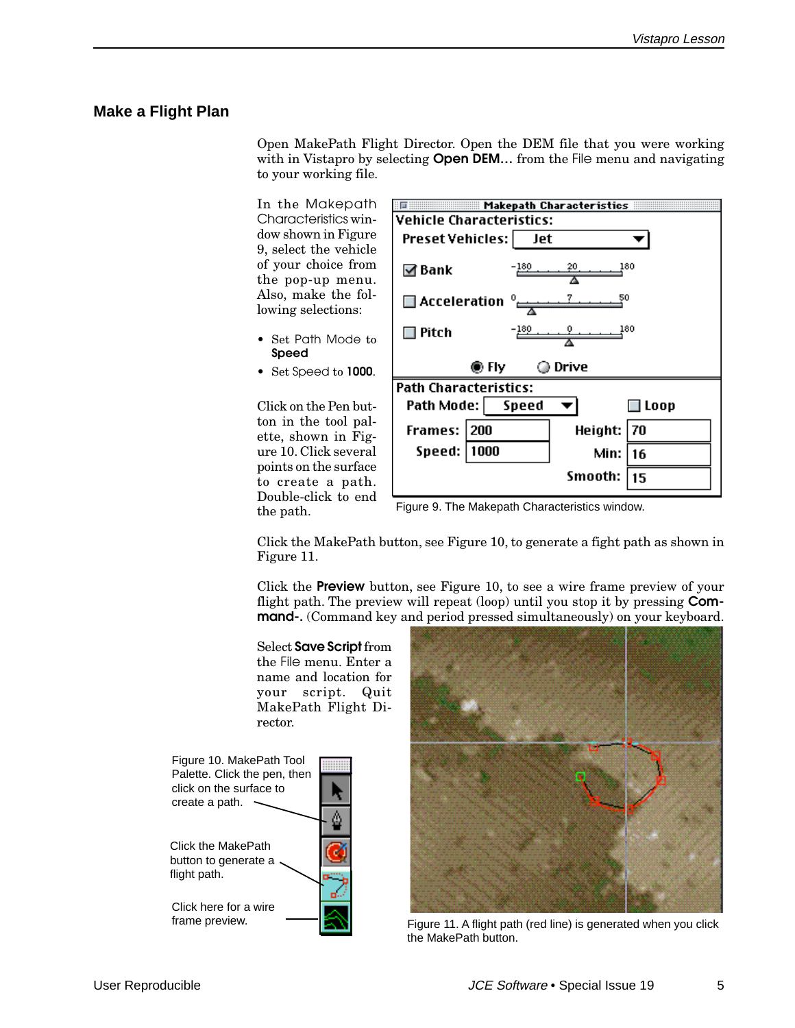## Make a Flight Plan

Open MakePath Flight Director. Open the DEM file that you were working with in Vistapro by selecting **Open DEM…** from the File menu and navigating to your working file.

In the Makepath Characteristics window shown in Figure 9, select the vehicle of your choice from the pop-up menu. Also, make the following selections:

- Set Path Mode to **Speed**
- Set Speed to **1000**.

Figure 9. The Makepath Characteristics window.

Click on the Pen button in the tool palette, shown in Figure 10. Click several points on the surface to create a path. Double-click to end the path.

Click the MakePath button, see Figure 10, to generate a fight path as shown in Figure 11.

Click the **Preview** button, see Figure 10, to see a wire frame preview of your flight path. The preview will repeat (loop) until you stop it by pressing **Command-.** (Command key and period pressed simultaneously) on your keyboard.

Select **Save Script** from the File menu. Enter a name and location for your script. Quit MakePath Flight Director.

Figure 10. MakePath Tool Palette. Click the pen, then click on the surface to create a path.

Click the MakePath button to generate a flight path.

Click here for a wire frame preview.

Figure 11. A flight path (red line) is generated when you click the MakePath button.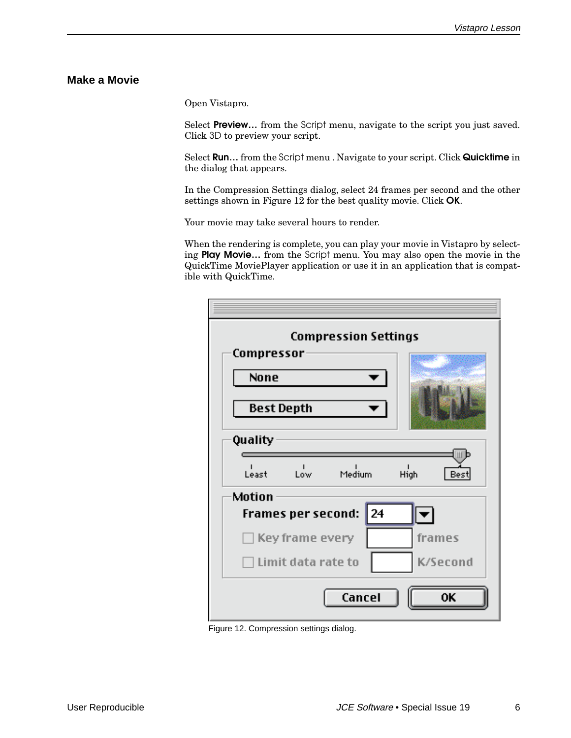## Make a Movie

Open Vistapro.

Select **Preview…** from the Script menu, navigate to the script you just saved. Click 3D to preview your script.

Select **Run…** from the Script menu . Navigate to your script. Click **Quicktime** in the dialog that appears.

In the Compression Settings dialog, select 24 frames per second and the other settings shown in Figure 12 for the best quality movie. Click **OK**.

Your movie may take several hours to render.

When the rendering is complete, you can play your movie in Vistapro by selecting **Play Movie…** from the Script menu. You may also open the movie in the QuickTime MoviePlayer application or use it in an application that is compatible with QuickTime.

Compression Settings

Compressor

None

Best Depth

Quality

Least
Low
Medium
High
Best

Motion

Frames per second: 24

Key frame every frames

Limit data rate to K/Second

Cancel
OK

Figure 12. Compression settings dialog.